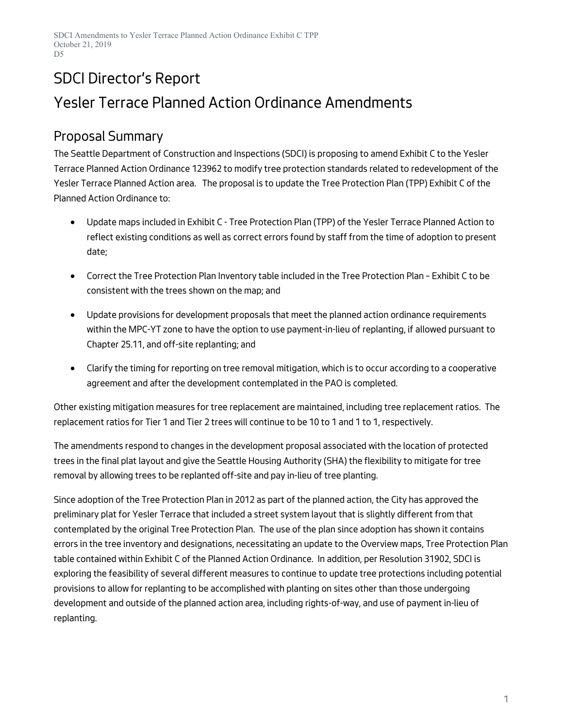# SDCI Director's Report

# Yesler Terrace Planned Action Ordinance Amendments

## Proposal Summary

The Seattle Department of Construction and Inspections (SDCI) is proposing to amend Exhibit C to the Yesler Terrace Planned Action Ordinance 123962 to modify tree protection standards related to redevelopment of the Yesler Terrace Planned Action area. The proposal is to update the Tree Protection Plan (TPP) Exhibit C of the Planned Action Ordinance to:

- Update maps included in Exhibit C - Tree Protection Plan (TPP) of the Yesler Terrace Planned Action to reflect existing conditions as well as correct errors found by staff from the time of adoption to present date;
- Correct the Tree Protection Plan Inventory table included in the Tree Protection Plan – Exhibit C to be consistent with the trees shown on the map; and
- Update provisions for development proposals that meet the planned action ordinance requirements within the MPC-YT zone to have the option to use payment-in-lieu of replanting, if allowed pursuant to Chapter 25.11, and off-site replanting; and
- Clarify the timing for reporting on tree removal mitigation, which is to occur according to a cooperative agreement and after the development contemplated in the PAO is completed.

Other existing mitigation measures for tree replacement are maintained, including tree replacement ratios. The replacement ratios for Tier 1 and Tier 2 trees will continue to be 10 to 1 and 1 to 1, respectively.

The amendments respond to changes in the development proposal associated with the location of protected trees in the final plat layout and give the Seattle Housing Authority (SHA) the flexibility to mitigate for tree removal by allowing trees to be replanted off-site and pay in-lieu of tree planting.

Since adoption of the Tree Protection Plan in 2012 as part of the planned action, the City has approved the preliminary plat for Yesler Terrace that included a street system layout that is slightly different from that contemplated by the original Tree Protection Plan. The use of the plan since adoption has shown it contains errors in the tree inventory and designations, necessitating an update to the Overview maps, Tree Protection Plan table contained within Exhibit C of the Planned Action Ordinance. In addition, per Resolution 31902, SDCI is exploring the feasibility of several different measures to continue to update tree protections including potential provisions to allow for replanting to be accomplished with planting on sites other than those undergoing development and outside of the planned action area, including rights-of-way, and use of payment in-lieu of replanting.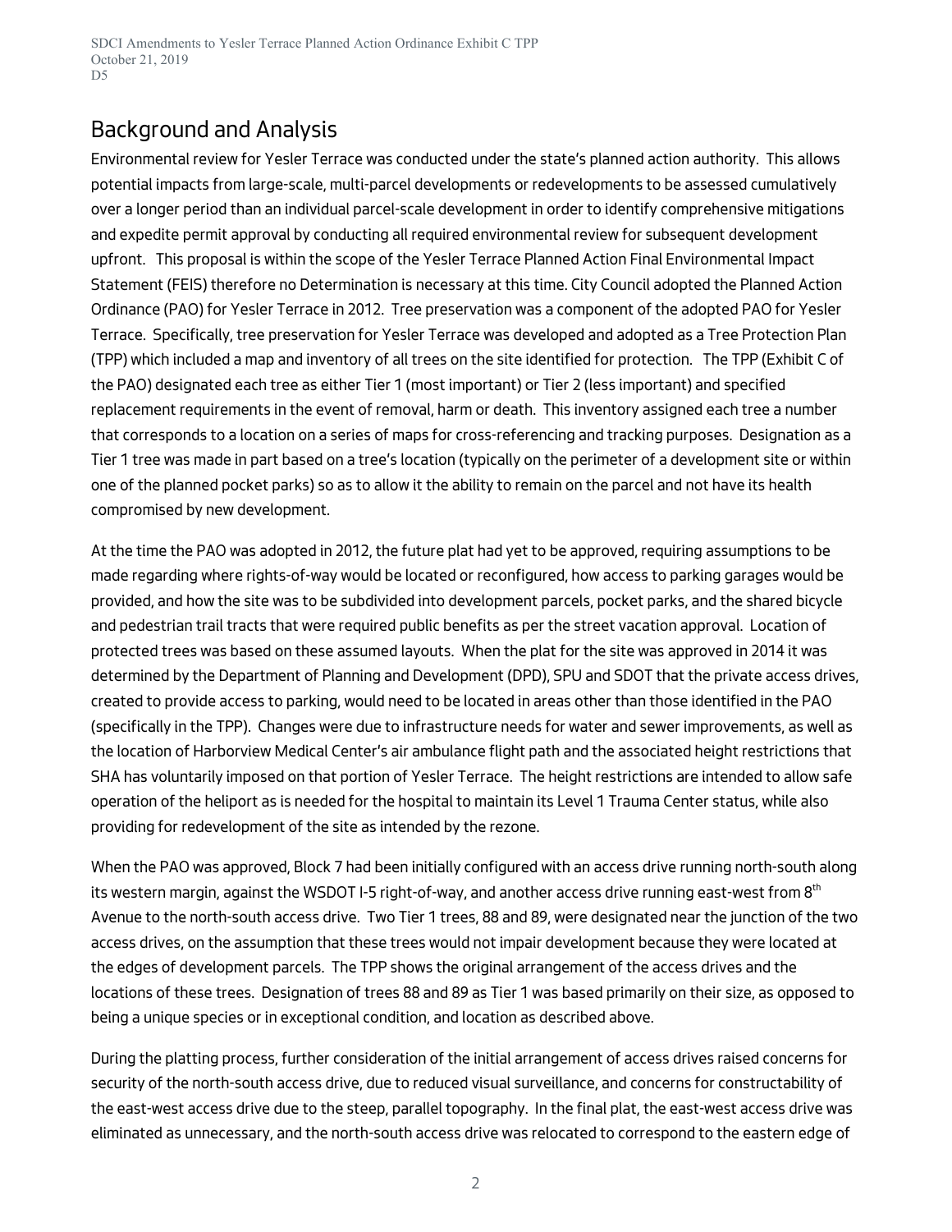## Background and Analysis

Environmental review for Yesler Terrace was conducted under the state's planned action authority. This allows potential impacts from large-scale, multi-parcel developments or redevelopments to be assessed cumulatively over a longer period than an individual parcel-scale development in order to identify comprehensive mitigations and expedite permit approval by conducting all required environmental review for subsequent development upfront. This proposal is within the scope of the Yesler Terrace Planned Action Final Environmental Impact Statement (FEIS) therefore no Determination is necessary at this time. City Council adopted the Planned Action Ordinance (PAO) for Yesler Terrace in 2012. Tree preservation was a component of the adopted PAO for Yesler Terrace. Specifically, tree preservation for Yesler Terrace was developed and adopted as a Tree Protection Plan (TPP) which included a map and inventory of all trees on the site identified for protection. The TPP (Exhibit C of the PAO) designated each tree as either Tier 1 (most important) or Tier 2 (less important) and specified replacement requirements in the event of removal, harm or death. This inventory assigned each tree a number that corresponds to a location on a series of maps for cross-referencing and tracking purposes. Designation as a Tier 1 tree was made in part based on a tree's location (typically on the perimeter of a development site or within one of the planned pocket parks) so as to allow it the ability to remain on the parcel and not have its health compromised by new development.

At the time the PAO was adopted in 2012, the future plat had yet to be approved, requiring assumptions to be made regarding where rights-of-way would be located or reconfigured, how access to parking garages would be provided, and how the site was to be subdivided into development parcels, pocket parks, and the shared bicycle and pedestrian trail tracts that were required public benefits as per the street vacation approval. Location of protected trees was based on these assumed layouts. When the plat for the site was approved in 2014 it was determined by the Department of Planning and Development (DPD), SPU and SDOT that the private access drives, created to provide access to parking, would need to be located in areas other than those identified in the PAO (specifically in the TPP). Changes were due to infrastructure needs for water and sewer improvements, as well as the location of Harborview Medical Center's air ambulance flight path and the associated height restrictions that SHA has voluntarily imposed on that portion of Yesler Terrace. The height restrictions are intended to allow safe operation of the heliport as is needed for the hospital to maintain its Level 1 Trauma Center status, while also providing for redevelopment of the site as intended by the rezone.

When the PAO was approved, Block 7 had been initially configured with an access drive running north-south along its western margin, against the WSDOT I-5 right-of-way, and another access drive running east-west from 8th Avenue to the north-south access drive. Two Tier 1 trees, 88 and 89, were designated near the junction of the two access drives, on the assumption that these trees would not impair development because they were located at the edges of development parcels. The TPP shows the original arrangement of the access drives and the locations of these trees. Designation of trees 88 and 89 as Tier 1 was based primarily on their size, as opposed to being a unique species or in exceptional condition, and location as described above.

During the platting process, further consideration of the initial arrangement of access drives raised concerns for security of the north-south access drive, due to reduced visual surveillance, and concerns for constructability of the east-west access drive due to the steep, parallel topography. In the final plat, the east-west access drive was eliminated as unnecessary, and the north-south access drive was relocated to correspond to the eastern edge of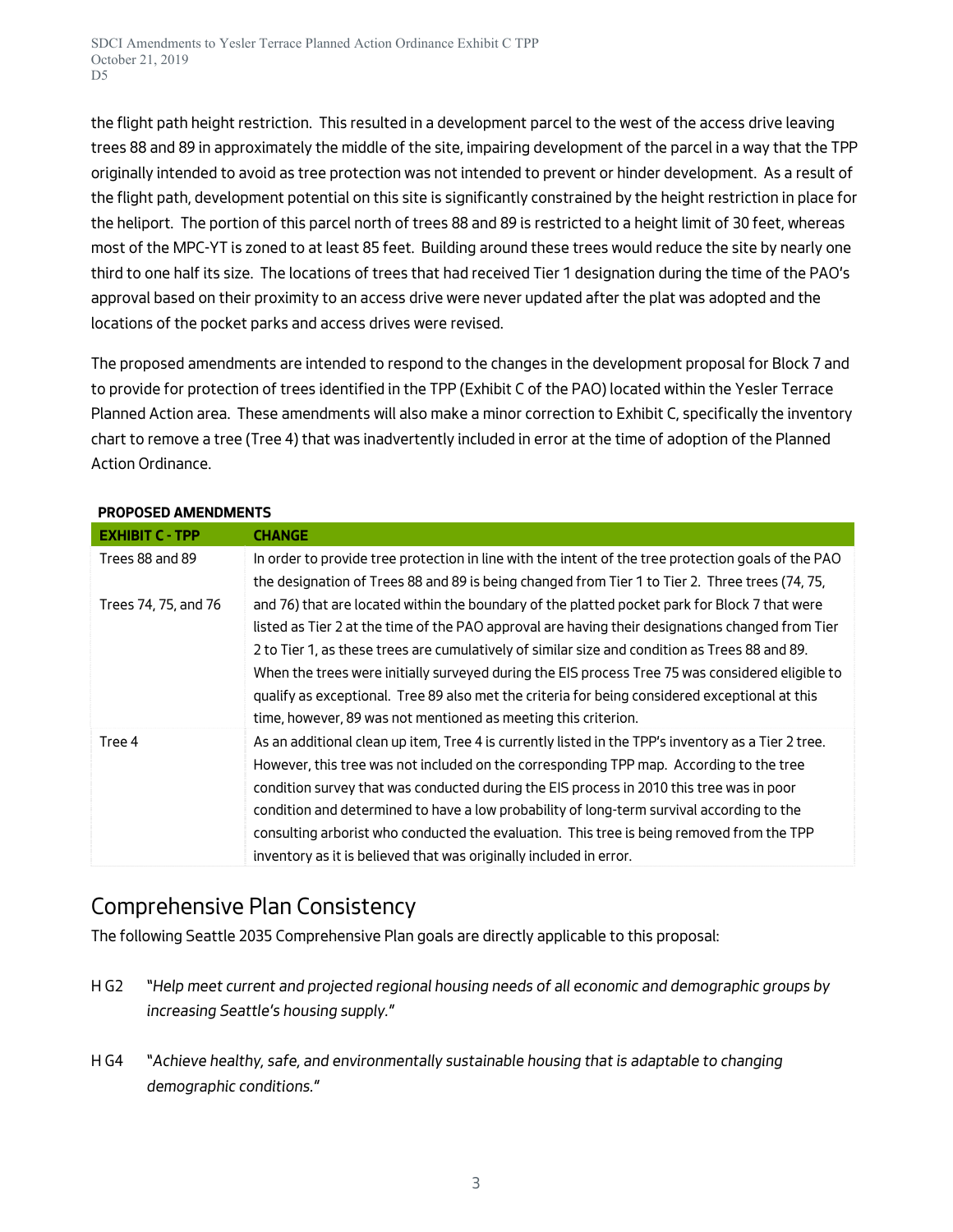the flight path height restriction. This resulted in a development parcel to the west of the access drive leaving trees 88 and 89 in approximately the middle of the site, impairing development of the parcel in a way that the TPP originally intended to avoid as tree protection was not intended to prevent or hinder development. As a result of the flight path, development potential on this site is significantly constrained by the height restriction in place for the heliport. The portion of this parcel north of trees 88 and 89 is restricted to a height limit of 30 feet, whereas most of the MPC-YT is zoned to at least 85 feet. Building around these trees would reduce the site by nearly one third to one half its size. The locations of trees that had received Tier 1 designation during the time of the PAO's approval based on their proximity to an access drive were never updated after the plat was adopted and the locations of the pocket parks and access drives were revised.

The proposed amendments are intended to respond to the changes in the development proposal for Block 7 and to provide for protection of trees identified in the TPP (Exhibit C of the PAO) located within the Yesler Terrace Planned Action area. These amendments will also make a minor correction to Exhibit C, specifically the inventory chart to remove a tree (Tree 4) that was inadvertently included in error at the time of adoption of the Planned Action Ordinance.

**PROPOSED AMENDMENTS**

| EXHIBIT C - TPP | CHANGE |
|---|---|
| Trees 88 and 89<br><br>Trees 74, 75, and 76 | In order to provide tree protection in line with the intent of the tree protection goals of the PAO the designation of Trees 88 and 89 is being changed from Tier 1 to Tier 2. Three trees (74, 75, and 76) that are located within the boundary of the platted pocket park for Block 7 that were listed as Tier 2 at the time of the PAO approval are having their designations changed from Tier 2 to Tier 1, as these trees are cumulatively of similar size and condition as Trees 88 and 89. When the trees were initially surveyed during the EIS process Tree 75 was considered eligible to qualify as exceptional. Tree 89 also met the criteria for being considered exceptional at this time, however, 89 was not mentioned as meeting this criterion. |
| Tree 4 | As an additional clean up item, Tree 4 is currently listed in the TPP's inventory as a Tier 2 tree. However, this tree was not included on the corresponding TPP map. According to the tree condition survey that was conducted during the EIS process in 2010 this tree was in poor condition and determined to have a low probability of long-term survival according to the consulting arborist who conducted the evaluation. This tree is being removed from the TPP inventory as it is believed that was originally included in error. |

## Comprehensive Plan Consistency

The following Seattle 2035 Comprehensive Plan goals are directly applicable to this proposal:

H G2 "*Help meet current and projected regional housing needs of all economic and demographic groups by increasing Seattle's housing supply.*"

H G4 "*Achieve healthy, safe, and environmentally sustainable housing that is adaptable to changing demographic conditions.*"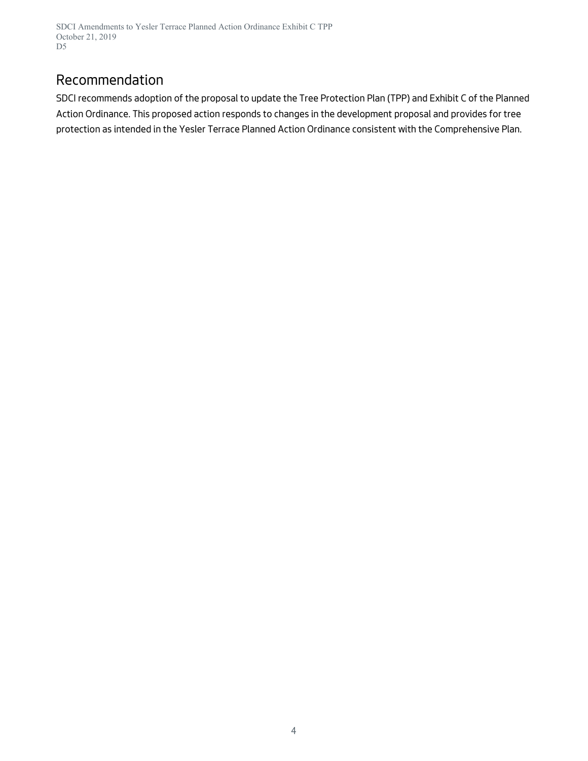## Recommendation

SDCI recommends adoption of the proposal to update the Tree Protection Plan (TPP) and Exhibit C of the Planned Action Ordinance. This proposed action responds to changes in the development proposal and provides for tree protection as intended in the Yesler Terrace Planned Action Ordinance consistent with the Comprehensive Plan.